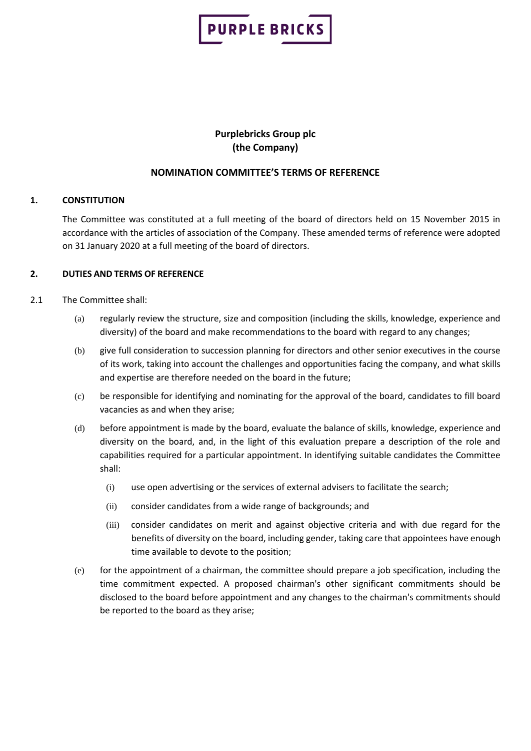**Purplebricks Group plc**
**(the Company)**

## NOMINATION COMMITTEE'S TERMS OF REFERENCE

### 1. CONSTITUTION

The Committee was constituted at a full meeting of the board of directors held on 15 November 2015 in accordance with the articles of association of the Company. These amended terms of reference were adopted on 31 January 2020 at a full meeting of the board of directors.

### 2. DUTIES AND TERMS OF REFERENCE

2.1 The Committee shall:

(a) regularly review the structure, size and composition (including the skills, knowledge, experience and diversity) of the board and make recommendations to the board with regard to any changes;

(b) give full consideration to succession planning for directors and other senior executives in the course of its work, taking into account the challenges and opportunities facing the company, and what skills and expertise are therefore needed on the board in the future;

(c) be responsible for identifying and nominating for the approval of the board, candidates to fill board vacancies as and when they arise;

(d) before appointment is made by the board, evaluate the balance of skills, knowledge, experience and diversity on the board, and, in the light of this evaluation prepare a description of the role and capabilities required for a particular appointment. In identifying suitable candidates the Committee shall:

(i) use open advertising or the services of external advisers to facilitate the search;

(ii) consider candidates from a wide range of backgrounds; and

(iii) consider candidates on merit and against objective criteria and with due regard for the benefits of diversity on the board, including gender, taking care that appointees have enough time available to devote to the position;

(e) for the appointment of a chairman, the committee should prepare a job specification, including the time commitment expected. A proposed chairman's other significant commitments should be disclosed to the board before appointment and any changes to the chairman's commitments should be reported to the board as they arise;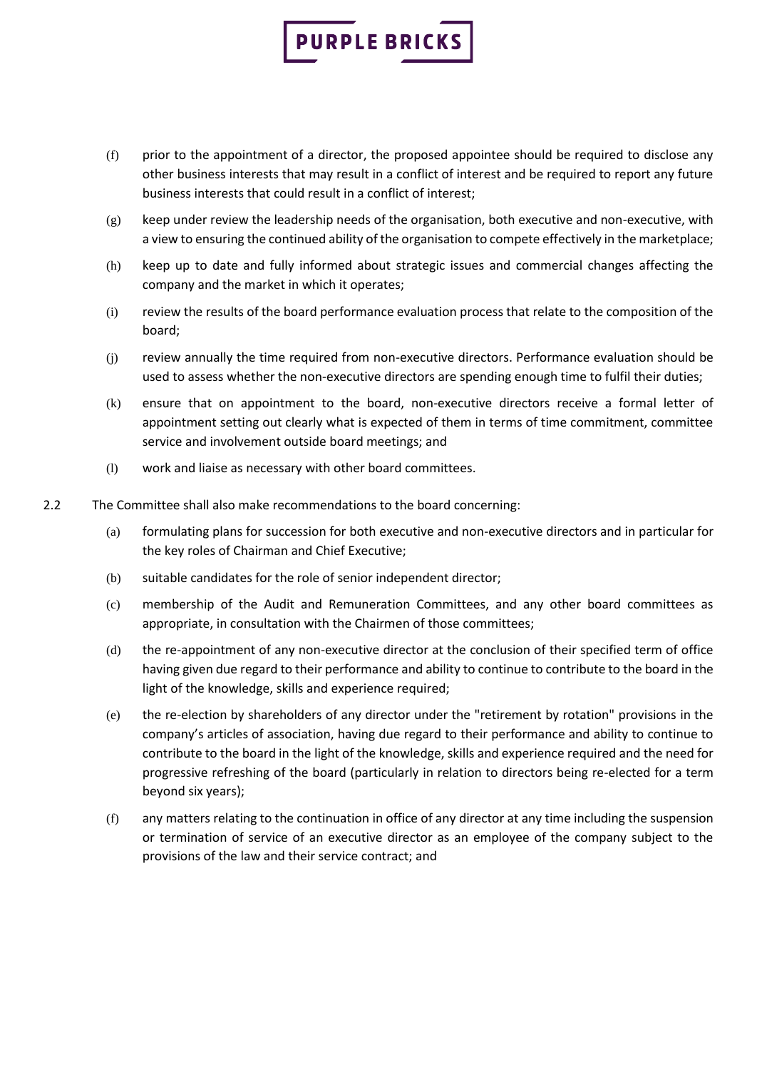(f) prior to the appointment of a director, the proposed appointee should be required to disclose any other business interests that may result in a conflict of interest and be required to report any future business interests that could result in a conflict of interest;

(g) keep under review the leadership needs of the organisation, both executive and non-executive, with a view to ensuring the continued ability of the organisation to compete effectively in the marketplace;

(h) keep up to date and fully informed about strategic issues and commercial changes affecting the company and the market in which it operates;

(i) review the results of the board performance evaluation process that relate to the composition of the board;

(j) review annually the time required from non-executive directors. Performance evaluation should be used to assess whether the non-executive directors are spending enough time to fulfil their duties;

(k) ensure that on appointment to the board, non-executive directors receive a formal letter of appointment setting out clearly what is expected of them in terms of time commitment, committee service and involvement outside board meetings; and

(l) work and liaise as necessary with other board committees.

2.2 The Committee shall also make recommendations to the board concerning:

(a) formulating plans for succession for both executive and non-executive directors and in particular for the key roles of Chairman and Chief Executive;

(b) suitable candidates for the role of senior independent director;

(c) membership of the Audit and Remuneration Committees, and any other board committees as appropriate, in consultation with the Chairmen of those committees;

(d) the re-appointment of any non-executive director at the conclusion of their specified term of office having given due regard to their performance and ability to continue to contribute to the board in the light of the knowledge, skills and experience required;

(e) the re-election by shareholders of any director under the "retirement by rotation" provisions in the company's articles of association, having due regard to their performance and ability to continue to contribute to the board in the light of the knowledge, skills and experience required and the need for progressive refreshing of the board (particularly in relation to directors being re-elected for a term beyond six years);

(f) any matters relating to the continuation in office of any director at any time including the suspension or termination of service of an executive director as an employee of the company subject to the provisions of the law and their service contract; and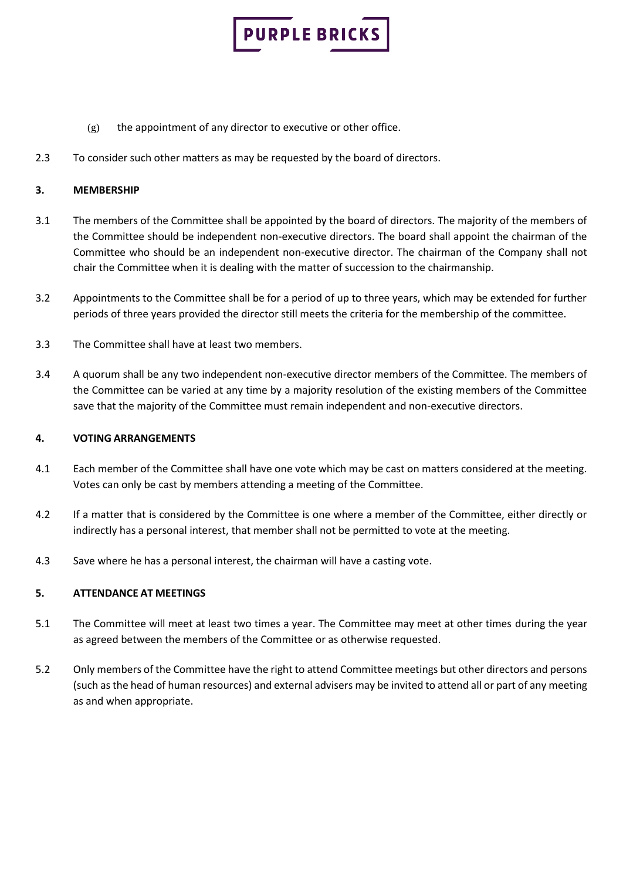(g) the appointment of any director to executive or other office.

2.3 To consider such other matters as may be requested by the board of directors.

**3. MEMBERSHIP**

3.1 The members of the Committee shall be appointed by the board of directors. The majority of the members of the Committee should be independent non-executive directors. The board shall appoint the chairman of the Committee who should be an independent non-executive director. The chairman of the Company shall not chair the Committee when it is dealing with the matter of succession to the chairmanship.

3.2 Appointments to the Committee shall be for a period of up to three years, which may be extended for further periods of three years provided the director still meets the criteria for the membership of the committee.

3.3 The Committee shall have at least two members.

3.4 A quorum shall be any two independent non-executive director members of the Committee. The members of the Committee can be varied at any time by a majority resolution of the existing members of the Committee save that the majority of the Committee must remain independent and non-executive directors.

**4. VOTING ARRANGEMENTS**

4.1 Each member of the Committee shall have one vote which may be cast on matters considered at the meeting. Votes can only be cast by members attending a meeting of the Committee.

4.2 If a matter that is considered by the Committee is one where a member of the Committee, either directly or indirectly has a personal interest, that member shall not be permitted to vote at the meeting.

4.3 Save where he has a personal interest, the chairman will have a casting vote.

**5. ATTENDANCE AT MEETINGS**

5.1 The Committee will meet at least two times a year. The Committee may meet at other times during the year as agreed between the members of the Committee or as otherwise requested.

5.2 Only members of the Committee have the right to attend Committee meetings but other directors and persons (such as the head of human resources) and external advisers may be invited to attend all or part of any meeting as and when appropriate.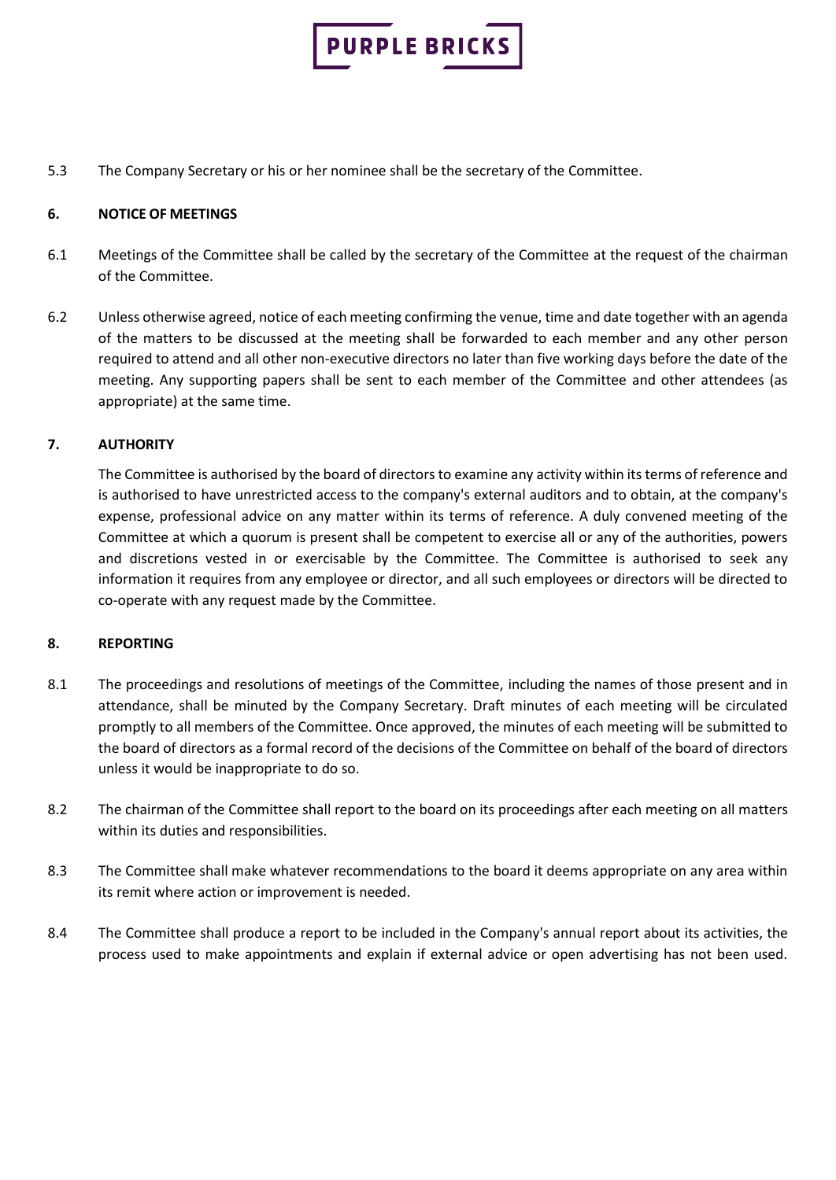5.3 The Company Secretary or his or her nominee shall be the secretary of the Committee.

## 6. NOTICE OF MEETINGS

6.1 Meetings of the Committee shall be called by the secretary of the Committee at the request of the chairman of the Committee.

6.2 Unless otherwise agreed, notice of each meeting confirming the venue, time and date together with an agenda of the matters to be discussed at the meeting shall be forwarded to each member and any other person required to attend and all other non-executive directors no later than five working days before the date of the meeting. Any supporting papers shall be sent to each member of the Committee and other attendees (as appropriate) at the same time.

## 7. AUTHORITY

The Committee is authorised by the board of directors to examine any activity within its terms of reference and is authorised to have unrestricted access to the company's external auditors and to obtain, at the company's expense, professional advice on any matter within its terms of reference. A duly convened meeting of the Committee at which a quorum is present shall be competent to exercise all or any of the authorities, powers and discretions vested in or exercisable by the Committee. The Committee is authorised to seek any information it requires from any employee or director, and all such employees or directors will be directed to co-operate with any request made by the Committee.

## 8. REPORTING

8.1 The proceedings and resolutions of meetings of the Committee, including the names of those present and in attendance, shall be minuted by the Company Secretary. Draft minutes of each meeting will be circulated promptly to all members of the Committee. Once approved, the minutes of each meeting will be submitted to the board of directors as a formal record of the decisions of the Committee on behalf of the board of directors unless it would be inappropriate to do so.

8.2 The chairman of the Committee shall report to the board on its proceedings after each meeting on all matters within its duties and responsibilities.

8.3 The Committee shall make whatever recommendations to the board it deems appropriate on any area within its remit where action or improvement is needed.

8.4 The Committee shall produce a report to be included in the Company's annual report about its activities, the process used to make appointments and explain if external advice or open advertising has not been used.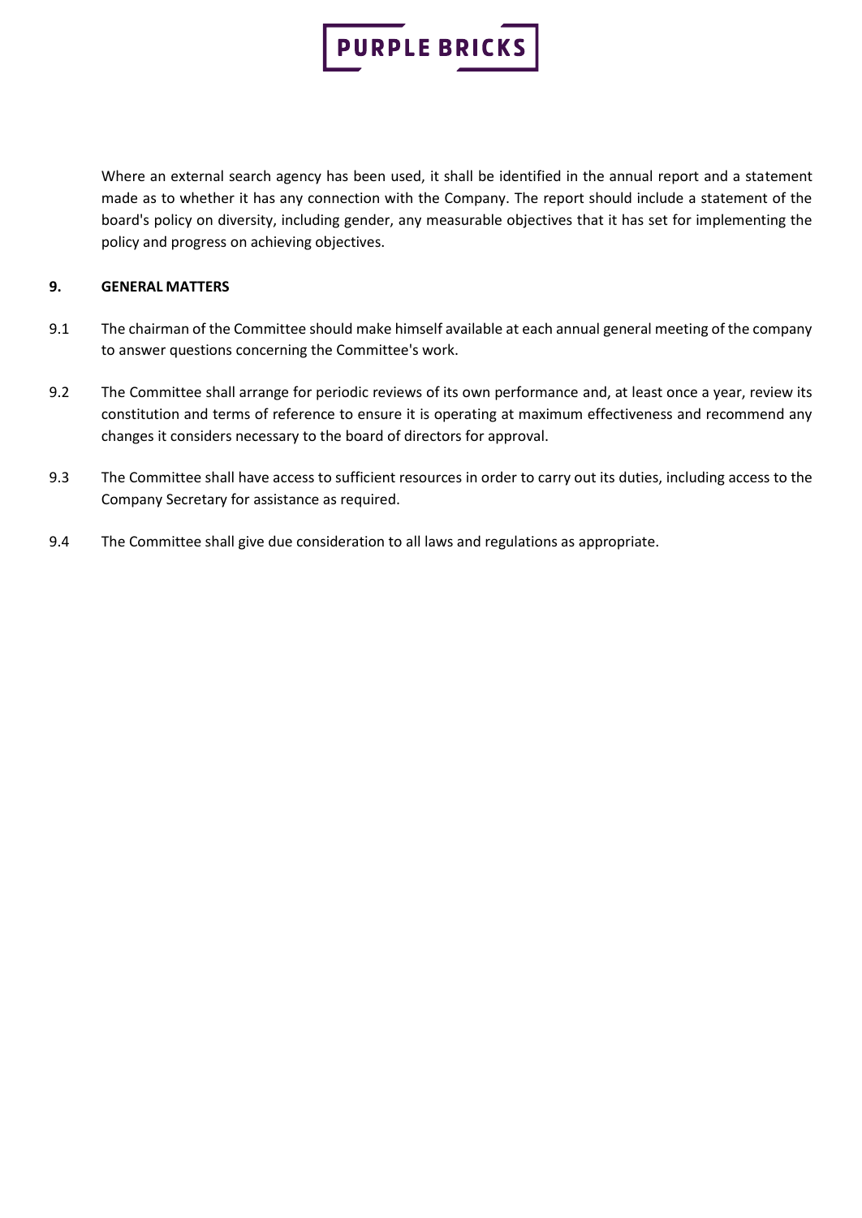Where an external search agency has been used, it shall be identified in the annual report and a statement made as to whether it has any connection with the Company. The report should include a statement of the board's policy on diversity, including gender, any measurable objectives that it has set for implementing the policy and progress on achieving objectives.

**9. GENERAL MATTERS**

9.1 The chairman of the Committee should make himself available at each annual general meeting of the company to answer questions concerning the Committee's work.

9.2 The Committee shall arrange for periodic reviews of its own performance and, at least once a year, review its constitution and terms of reference to ensure it is operating at maximum effectiveness and recommend any changes it considers necessary to the board of directors for approval.

9.3 The Committee shall have access to sufficient resources in order to carry out its duties, including access to the Company Secretary for assistance as required.

9.4 The Committee shall give due consideration to all laws and regulations as appropriate.